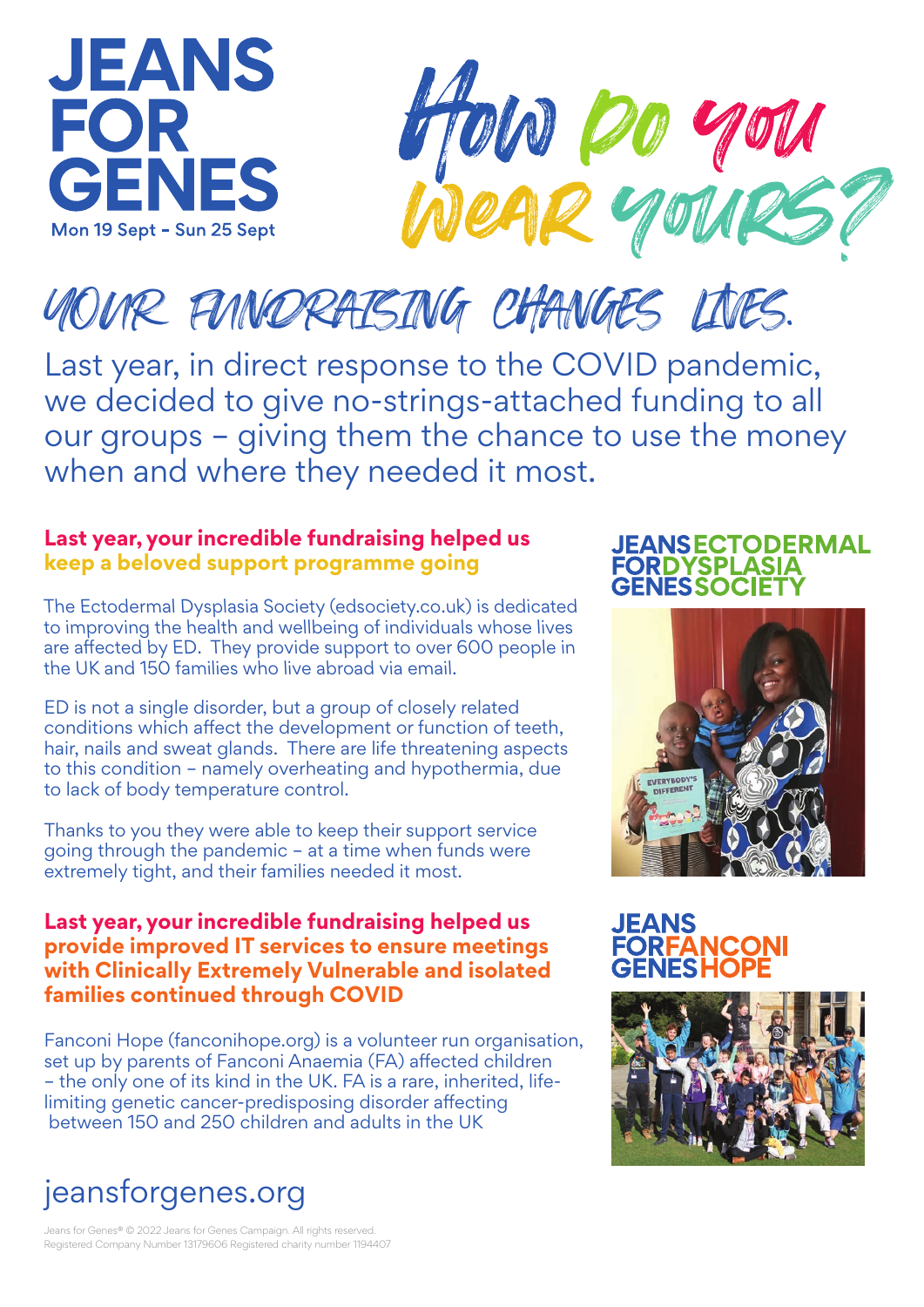# JEANS FOR GENES

Mon 19 Sept - Sun 25 Sept

# How Do you Wear yours?

## YOUR FUNDRAISING CHANGES LIVES.

Last year, in direct response to the COVID pandemic, we decided to give no-strings-attached funding to all our groups – giving them the chance to use the money when and where they needed it most.

### Last year, your incredible fundraising helped us keep a beloved support programme going

**JEANS FOR GENES ECTODERMAL DYSPLASIA SOCIETY**

The Ectodermal Dysplasia Society (edsociety.co.uk) is dedicated to improving the health and wellbeing of individuals whose lives are affected by ED. They provide support to over 600 people in the UK and 150 families who live abroad via email.

ED is not a single disorder, but a group of closely related conditions which affect the development or function of teeth, hair, nails and sweat glands. There are life threatening aspects to this condition – namely overheating and hypothermia, due to lack of body temperature control.

Thanks to you they were able to keep their support service going through the pandemic – at a time when funds were extremely tight, and their families needed it most.

### Last year, your incredible fundraising helped us provide improved IT services to ensure meetings with Clinically Extremely Vulnerable and isolated families continued through COVID

**JEANS FOR GENES FANCONI HOPE**

Fanconi Hope (fanconihope.org) is a volunteer run organisation, set up by parents of Fanconi Anaemia (FA) affected children – the only one of its kind in the UK. FA is a rare, inherited, life-limiting genetic cancer-predisposing disorder affecting between 150 and 250 children and adults in the UK

jeansforgenes.org

Jeans for Genes® © 2022 Jeans for Genes Campaign. All rights reserved.
Registered Company Number 13179606 Registered charity number 1194407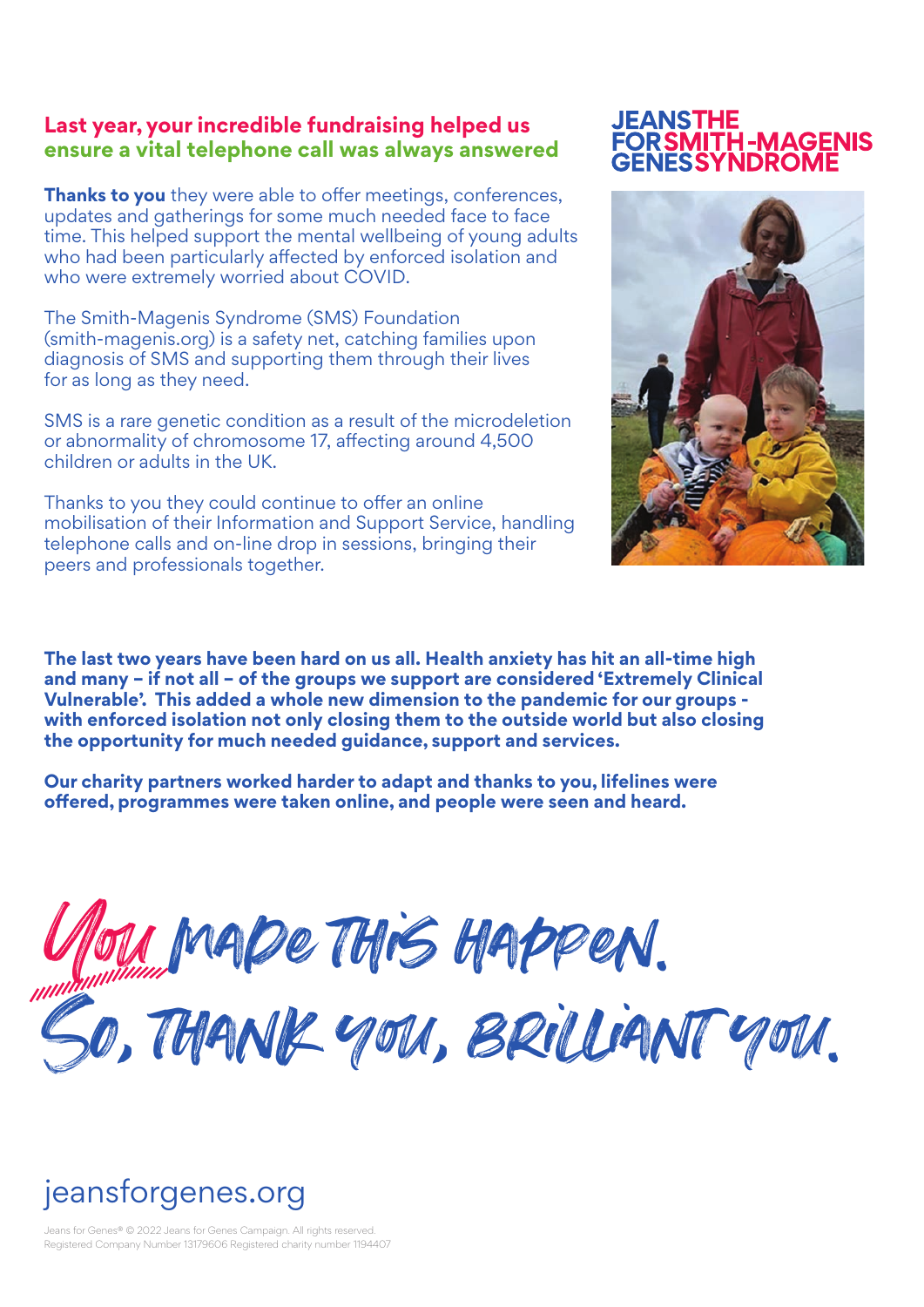## Last year, your incredible fundraising helped us ensure a vital telephone call was always answered

**Thanks to you** they were able to offer meetings, conferences, updates and gatherings for some much needed face to face time. This helped support the mental wellbeing of young adults who had been particularly affected by enforced isolation and who were extremely worried about COVID.

The Smith-Magenis Syndrome (SMS) Foundation (smith-magenis.org) is a safety net, catching families upon diagnosis of SMS and supporting them through their lives for as long as they need.

SMS is a rare genetic condition as a result of the microdeletion or abnormality of chromosome 17, affecting around 4,500 children or adults in the UK.

Thanks to you they could continue to offer an online mobilisation of their Information and Support Service, handling telephone calls and on-line drop in sessions, bringing their peers and professionals together.

**JEANS FOR GENES**
**THE SMITH-MAGENIS SYNDROME**

**The last two years have been hard on us all. Health anxiety has hit an all-time high and many – if not all – of the groups we support are considered 'Extremely Clinical Vulnerable'. This added a whole new dimension to the pandemic for our groups - with enforced isolation not only closing them to the outside world but also closing the opportunity for much needed guidance, support and services.**

**Our charity partners worked harder to adapt and thanks to you, lifelines were offered, programmes were taken online, and people were seen and heard.**

# You made this happen. So, thank you, brilliant you.

jeansforgenes.org

Jeans for Genes® © 2022 Jeans for Genes Campaign. All rights reserved.
Registered Company Number 13179606 Registered charity number 1194407